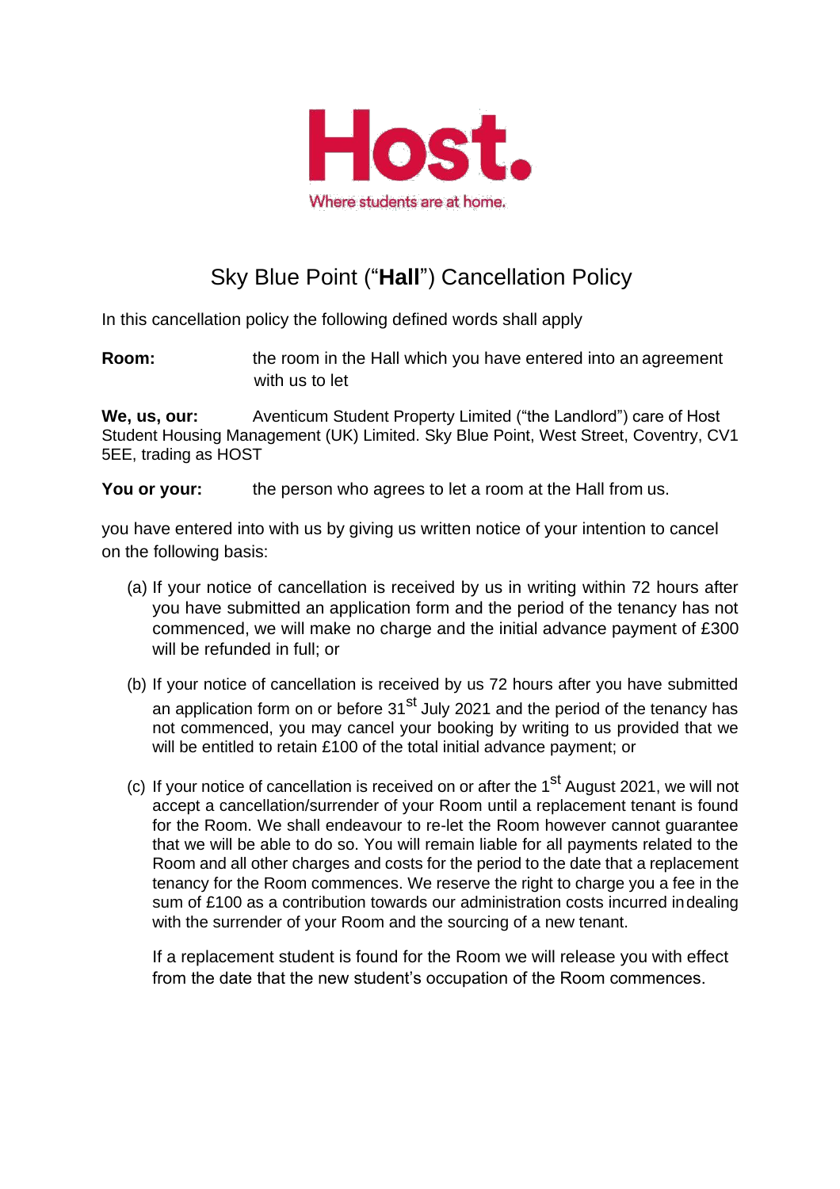Host.

Where students are at home.

# Sky Blue Point ("**Hall**") Cancellation Policy

In this cancellation policy the following defined words shall apply

**Room:** the room in the Hall which you have entered into an agreement with us to let

**We, us, our:** Aventicum Student Property Limited ("the Landlord") care of Host Student Housing Management (UK) Limited. Sky Blue Point, West Street, Coventry, CV1 5EE, trading as HOST

**You or your:** the person who agrees to let a room at the Hall from us.

you have entered into with us by giving us written notice of your intention to cancel on the following basis:

(a) If your notice of cancellation is received by us in writing within 72 hours after you have submitted an application form and the period of the tenancy has not commenced, we will make no charge and the initial advance payment of £300 will be refunded in full; or

(b) If your notice of cancellation is received by us 72 hours after you have submitted an application form on or before 31st July 2021 and the period of the tenancy has not commenced, you may cancel your booking by writing to us provided that we will be entitled to retain £100 of the total initial advance payment; or

(c) If your notice of cancellation is received on or after the 1st August 2021, we will not accept a cancellation/surrender of your Room until a replacement tenant is found for the Room. We shall endeavour to re-let the Room however cannot guarantee that we will be able to do so. You will remain liable for all payments related to the Room and all other charges and costs for the period to the date that a replacement tenancy for the Room commences. We reserve the right to charge you a fee in the sum of £100 as a contribution towards our administration costs incurred in dealing with the surrender of your Room and the sourcing of a new tenant.

   If a replacement student is found for the Room we will release you with effect from the date that the new student's occupation of the Room commences.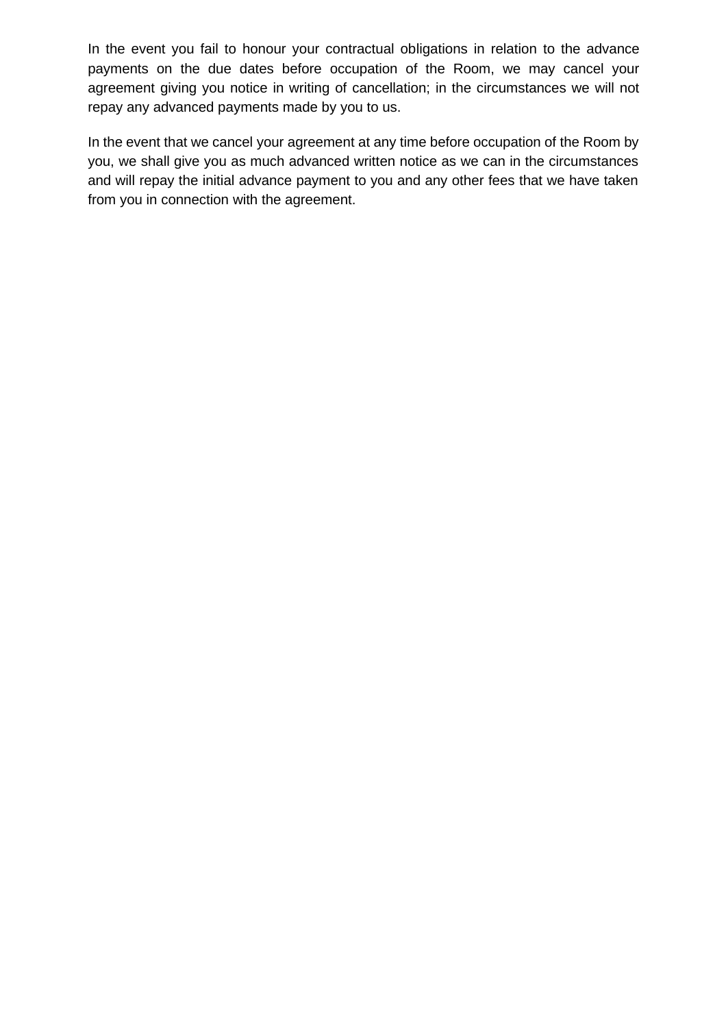In the event you fail to honour your contractual obligations in relation to the advance payments on the due dates before occupation of the Room, we may cancel your agreement giving you notice in writing of cancellation; in the circumstances we will not repay any advanced payments made by you to us.

In the event that we cancel your agreement at any time before occupation of the Room by you, we shall give you as much advanced written notice as we can in the circumstances and will repay the initial advance payment to you and any other fees that we have taken from you in connection with the agreement.